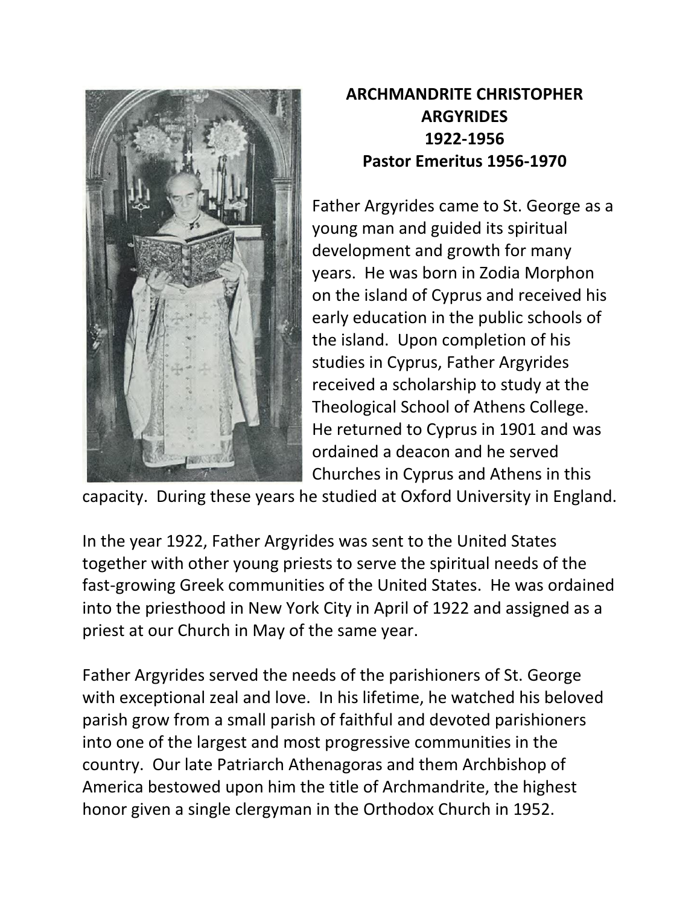# ARCHMANDRITE CHRISTOPHER ARGYRIDES
## 1922-1956
## Pastor Emeritus 1956-1970

Father Argyrides came to St. George as a young man and guided its spiritual development and growth for many years. He was born in Zodia Morphon on the island of Cyprus and received his early education in the public schools of the island. Upon completion of his studies in Cyprus, Father Argyrides received a scholarship to study at the Theological School of Athens College. He returned to Cyprus in 1901 and was ordained a deacon and he served Churches in Cyprus and Athens in this capacity. During these years he studied at Oxford University in England.

In the year 1922, Father Argyrides was sent to the United States together with other young priests to serve the spiritual needs of the fast-growing Greek communities of the United States. He was ordained into the priesthood in New York City in April of 1922 and assigned as a priest at our Church in May of the same year.

Father Argyrides served the needs of the parishioners of St. George with exceptional zeal and love. In his lifetime, he watched his beloved parish grow from a small parish of faithful and devoted parishioners into one of the largest and most progressive communities in the country. Our late Patriarch Athenagoras and them Archbishop of America bestowed upon him the title of Archmandrite, the highest honor given a single clergyman in the Orthodox Church in 1952.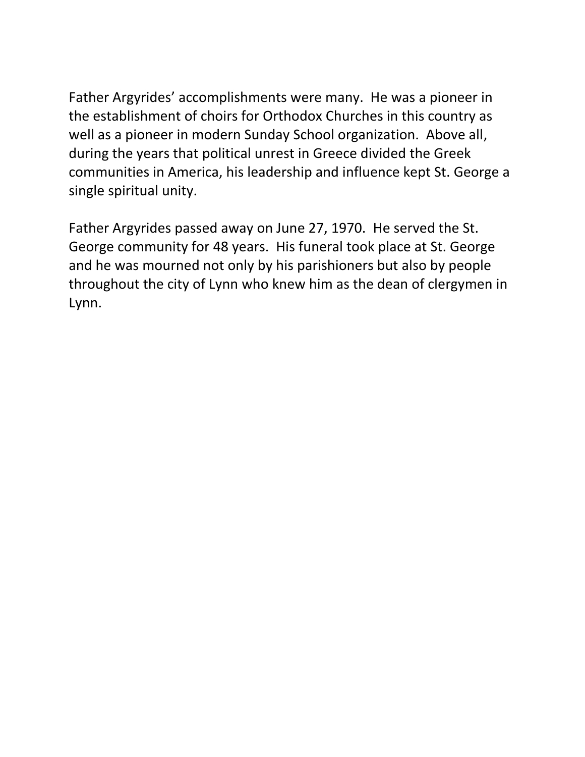Father Argyrides' accomplishments were many. He was a pioneer in the establishment of choirs for Orthodox Churches in this country as well as a pioneer in modern Sunday School organization. Above all, during the years that political unrest in Greece divided the Greek communities in America, his leadership and influence kept St. George a single spiritual unity.

Father Argyrides passed away on June 27, 1970. He served the St. George community for 48 years. His funeral took place at St. George and he was mourned not only by his parishioners but also by people throughout the city of Lynn who knew him as the dean of clergymen in Lynn.